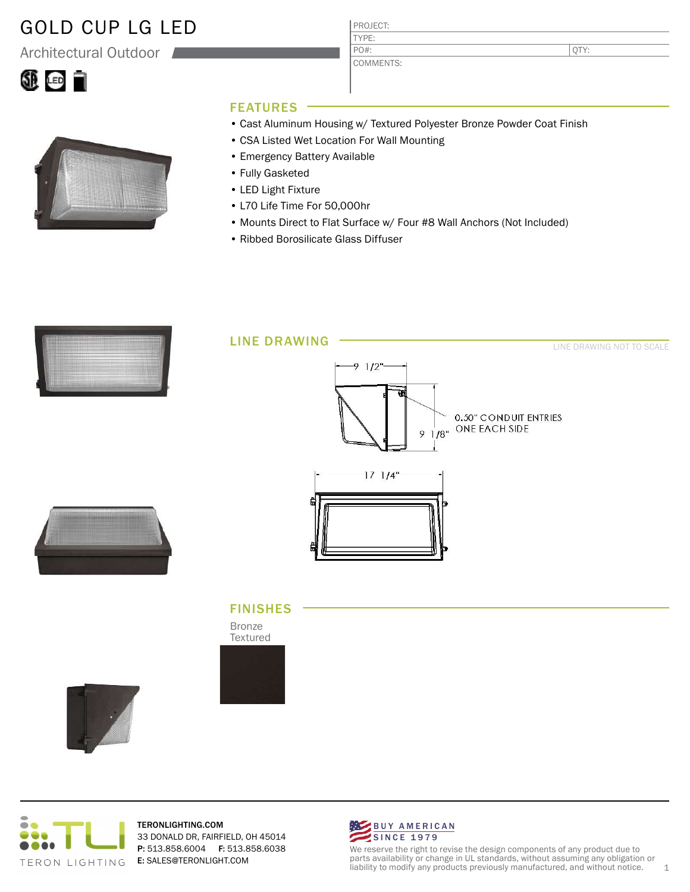# GOLD CUP LG LED

Architectural Outdoor

| PROJECT: | |
|---|---|
| TYPE: | |
| PO#: | QTY: |
| COMMENTS: | |

## FEATURES

- Cast Aluminum Housing w/ Textured Polyester Bronze Powder Coat Finish
- CSA Listed Wet Location For Wall Mounting
- Emergency Battery Available
- Fully Gasketed
- LED Light Fixture
- L70 Life Time For 50,000hr
- Mounts Direct to Flat Surface w/ Four #8 Wall Anchors (Not Included)
- Ribbed Borosilicate Glass Diffuser

## LINE DRAWING

LINE DRAWING NOT TO SCALE

9 1/2"

9 1/8"

0.50" CONDUIT ENTRIES ONE EACH SIDE

17 1/4"

## FINISHES

Bronze Textured

TERONLIGHTING.COM
33 DONALD DR, FAIRFIELD, OH 45014
**P:** 513.858.6004 **F:** 513.858.6038
**E:** SALES@TERONLIGHT.COM

BUY AMERICAN SINCE 1979

We reserve the right to revise the design components of any product due to parts availability or change in UL standards, without assuming any obligation or liability to modify any products previously manufactured, and without notice.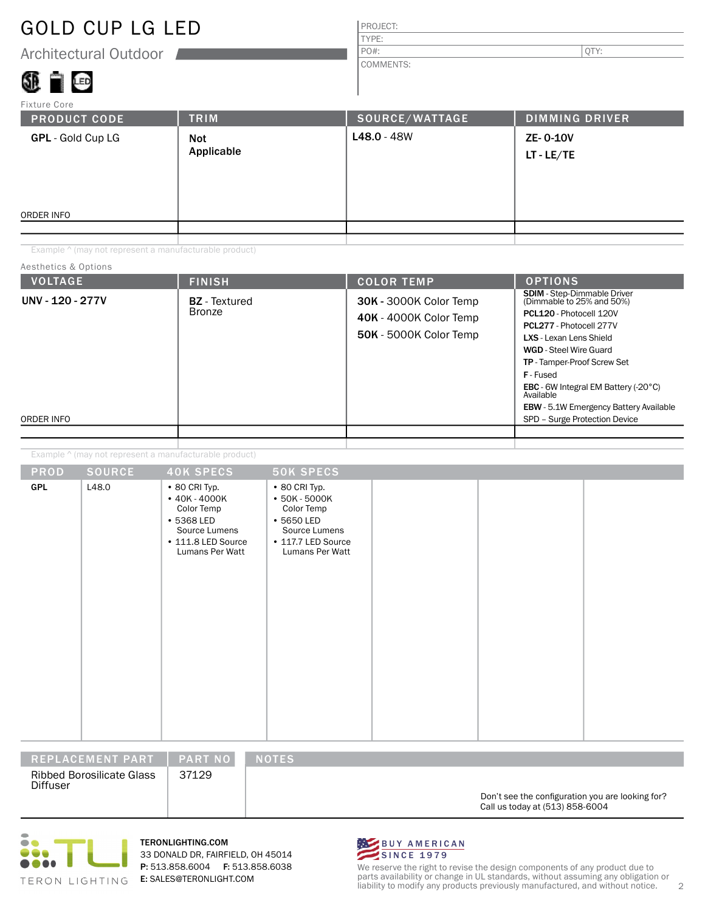# GOLD CUP LG LED

## Architectural Outdoor

| | |
|---|---|
| PROJECT: | |
| TYPE: | |
| PO#: | QTY: |
| COMMENTS: | |

Fixture Core

| PRODUCT CODE | TRIM | SOURCE/WATTAGE | DIMMING DRIVER |
|---|---|---|---|
| **GPL** - Gold Cup LG | **Not Applicable** | **L48.0** - 48W | **ZE-** 0-10V<br>**LT** - LE/TE |
| ORDER INFO | | | |
| | | | |

Example ^ (may not represent a manufacturable product)

Aesthetics & Options

| VOLTAGE | FINISH | COLOR TEMP | OPTIONS |
|---|---|---|---|
| **UNV - 120 - 277V** | **BZ** - Textured Bronze | **30K** - 3000K Color Temp<br>**40K** - 4000K Color Temp<br>**50K** - 5000K Color Temp | **SDIM** - Step-Dimmable Driver (Dimmable to 25% and 50%)<br>**PCL120** - Photocell 120V<br>**PCL277** - Photocell 277V<br>**LXS** - Lexan Lens Shield<br>**WGD** - Steel Wire Guard<br>**TP** - Tamper-Proof Screw Set<br>**F** - Fused<br>**EBC** - 6W Integral EM Battery (-20°C) Available<br>**EBW** - 5.1W Emergency Battery Available<br>SPD – Surge Protection Device |
| ORDER INFO | | | |
| | | | |

Example ^ (may not represent a manufacturable product)

| PROD | SOURCE | 40K SPECS | 50K SPECS |
|---|---|---|---|
| **GPL** | L48.0 | • 80 CRI Typ.<br>• 40K - 4000K Color Temp<br>• 5368 LED Source Lumens<br>• 111.8 LED Source Lumans Per Watt | • 80 CRI Typ.<br>• 50K - 5000K Color Temp<br>• 5650 LED Source Lumens<br>• 117.7 LED Source Lumans Per Watt |

| REPLACEMENT PART | PART NO | NOTES |
|---|---|---|
| Ribbed Borosilicate Glass Diffuser | 37129 | Don't see the configuration you are looking for? Call us today at (513) 858-6004 |

TERON LIGHTING

**TERONLIGHTING.COM**
33 DONALD DR, FAIRFIELD, OH 45014
**P:** 513.858.6004 **F:** 513.858.6038
**E:** SALES@TERONLIGHT.COM

BUY AMERICAN SINCE 1979

We reserve the right to revise the design components of any product due to parts availability or change in UL standards, without assuming any obligation or liability to modify any products previously manufactured, and without notice.